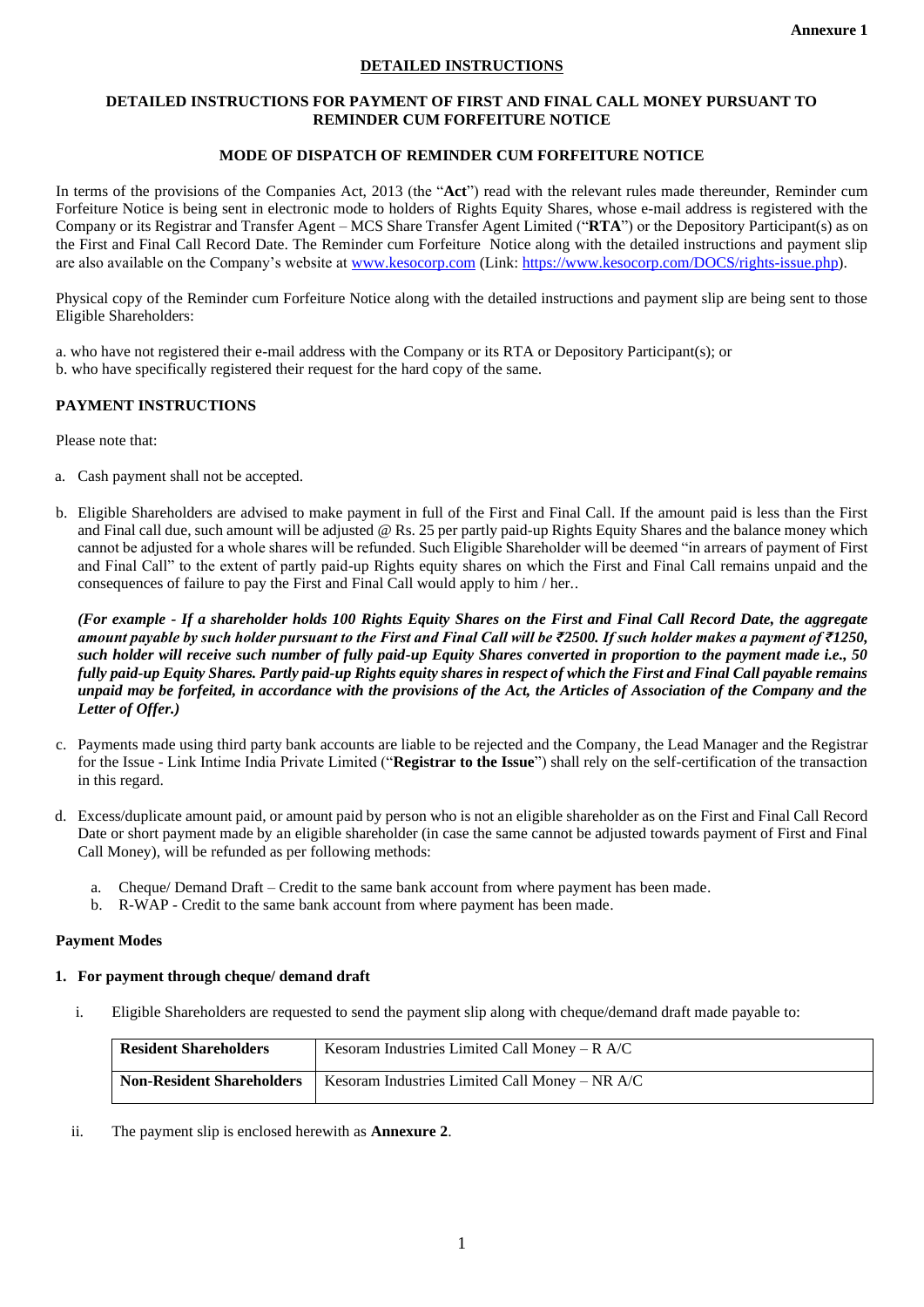**Annexure 1**

## DETAILED INSTRUCTIONS

### DETAILED INSTRUCTIONS FOR PAYMENT OF FIRST AND FINAL CALL MONEY PURSUANT TO REMINDER CUM FORFEITURE NOTICE

### MODE OF DISPATCH OF REMINDER CUM FORFEITURE NOTICE

In terms of the provisions of the Companies Act, 2013 (the "**Act**") read with the relevant rules made thereunder, Reminder cum Forfeiture Notice is being sent in electronic mode to holders of Rights Equity Shares, whose e-mail address is registered with the Company or its Registrar and Transfer Agent – MCS Share Transfer Agent Limited ("**RTA**") or the Depository Participant(s) as on the First and Final Call Record Date. The Reminder cum Forfeiture Notice along with the detailed instructions and payment slip are also available on the Company's website at www.kesocorp.com (Link: https://www.kesocorp.com/DOCS/rights-issue.php).

Physical copy of the Reminder cum Forfeiture Notice along with the detailed instructions and payment slip are being sent to those Eligible Shareholders:

a. who have not registered their e-mail address with the Company or its RTA or Depository Participant(s); or
b. who have specifically registered their request for the hard copy of the same.

### PAYMENT INSTRUCTIONS

Please note that:

a. Cash payment shall not be accepted.

b. Eligible Shareholders are advised to make payment in full of the First and Final Call. If the amount paid is less than the First and Final call due, such amount will be adjusted @ Rs. 25 per partly paid-up Rights Equity Shares and the balance money which cannot be adjusted for a whole shares will be refunded. Such Eligible Shareholder will be deemed "in arrears of payment of First and Final Call" to the extent of partly paid-up Rights equity shares on which the First and Final Call remains unpaid and the consequences of failure to pay the First and Final Call would apply to him / her..

   ***(For example - If a shareholder holds 100 Rights Equity Shares on the First and Final Call Record Date, the aggregate amount payable by such holder pursuant to the First and Final Call will be ₹2500. If such holder makes a payment of ₹1250, such holder will receive such number of fully paid-up Equity Shares converted in proportion to the payment made i.e., 50 fully paid-up Equity Shares. Partly paid-up Rights equity shares in respect of which the First and Final Call payable remains unpaid may be forfeited, in accordance with the provisions of the Act, the Articles of Association of the Company and the Letter of Offer.)***

c. Payments made using third party bank accounts are liable to be rejected and the Company, the Lead Manager and the Registrar for the Issue - Link Intime India Private Limited ("**Registrar to the Issue**") shall rely on the self-certification of the transaction in this regard.

d. Excess/duplicate amount paid, or amount paid by person who is not an eligible shareholder as on the First and Final Call Record Date or short payment made by an eligible shareholder (in case the same cannot be adjusted towards payment of First and Final Call Money), will be refunded as per following methods:

   a. Cheque/ Demand Draft – Credit to the same bank account from where payment has been made.
   b. R-WAP - Credit to the same bank account from where payment has been made.

#### Payment Modes

**1. For payment through cheque/ demand draft**

   i. Eligible Shareholders are requested to send the payment slip along with cheque/demand draft made payable to:

| | |
|---|---|
| **Resident Shareholders** | Kesoram Industries Limited Call Money – R A/C |
| **Non-Resident Shareholders** | Kesoram Industries Limited Call Money – NR A/C |

   ii. The payment slip is enclosed herewith as **Annexure 2**.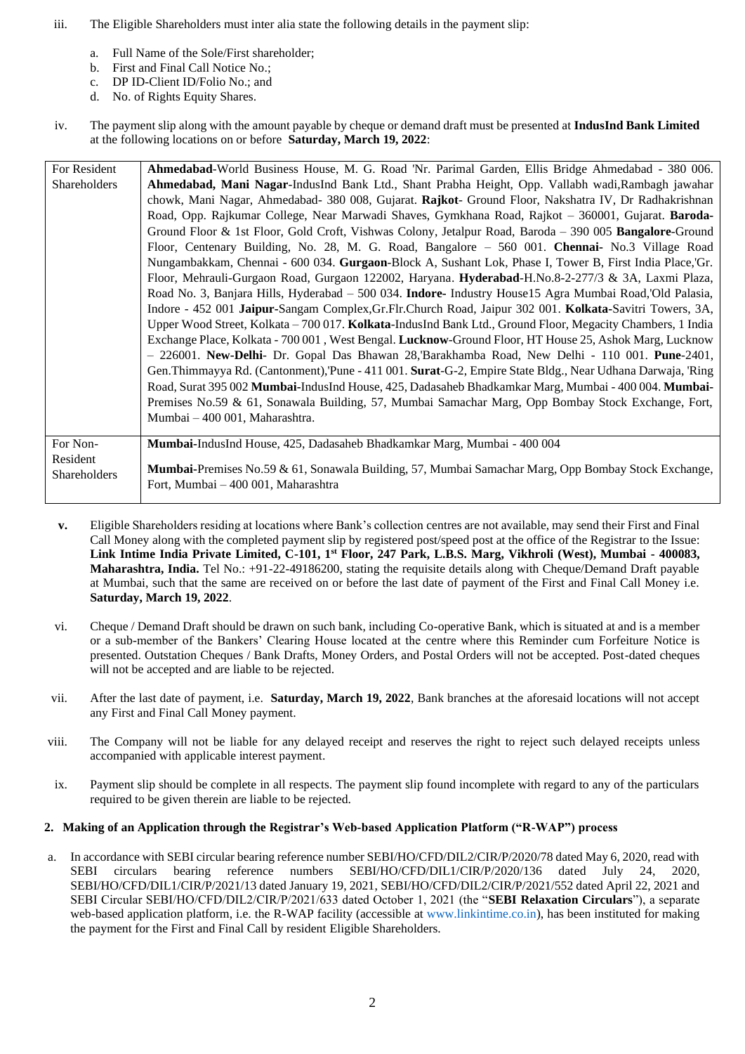iii. The Eligible Shareholders must inter alia state the following details in the payment slip:

a. Full Name of the Sole/First shareholder;
b. First and Final Call Notice No.;
c. DP ID-Client ID/Folio No.; and
d. No. of Rights Equity Shares.

iv. The payment slip along with the amount payable by cheque or demand draft must be presented at **IndusInd Bank Limited** at the following locations on or before **Saturday, March 19, 2022**:

| | |
|---|---|
| For Resident Shareholders | **Ahmedabad**-World Business House, M. G. Road 'Nr. Parimal Garden, Ellis Bridge Ahmedabad - 380 006. **Ahmedabad, Mani Nagar**-IndusInd Bank Ltd., Shant Prabha Height, Opp. Vallabh wadi,Rambagh jawahar chowk, Mani Nagar, Ahmedabad- 380 008, Gujarat. **Rajkot**- Ground Floor, Nakshatra IV, Dr Radhakrishnan Road, Opp. Rajkumar College, Near Marwadi Shaves, Gymkhana Road, Rajkot – 360001, Gujarat. **Baroda**-Ground Floor & 1st Floor, Gold Croft, Vishwas Colony, Jetalpur Road, Baroda – 390 005 **Bangalore**-Ground Floor, Centenary Building, No. 28, M. G. Road, Bangalore – 560 001. **Chennai**- No.3 Village Road Nungambakkam, Chennai - 600 034. **Gurgaon**-Block A, Sushant Lok, Phase I, Tower B, First India Place,'Gr. Floor, Mehrauli-Gurgaon Road, Gurgaon 122002, Haryana. **Hyderabad**-H.No.8-2-277/3 & 3A, Laxmi Plaza, Road No. 3, Banjara Hills, Hyderabad – 500 034. **Indore**- Industry House15 Agra Mumbai Road,'Old Palasia, Indore - 452 001 **Jaipur**-Sangam Complex,Gr.Flr.Church Road, Jaipur 302 001. **Kolkata**-Savitri Towers, 3A, Upper Wood Street, Kolkata – 700 017. **Kolkata**-IndusInd Bank Ltd., Ground Floor, Megacity Chambers, 1 India Exchange Place, Kolkata - 700 001 , West Bengal. **Lucknow**-Ground Floor, HT House 25, Ashok Marg, Lucknow – 226001. **New-Delhi**- Dr. Gopal Das Bhawan 28,'Barakhamba Road, New Delhi - 110 001. **Pune**-2401, Gen.Thimmayya Rd. (Cantonment),'Pune - 411 001. **Surat**-G-2, Empire State Bldg., Near Udhana Darwaja, 'Ring Road, Surat 395 002 **Mumbai**-IndusInd House, 425, Dadasaheb Bhadkamkar Marg, Mumbai - 400 004. **Mumbai**-Premises No.59 & 61, Sonawala Building, 57, Mumbai Samachar Marg, Opp Bombay Stock Exchange, Fort, Mumbai – 400 001, Maharashtra. |
| For Non-Resident Shareholders | **Mumbai**-IndusInd House, 425, Dadasaheb Bhadkamkar Marg, Mumbai - 400 004<br>**Mumbai**-Premises No.59 & 61, Sonawala Building, 57, Mumbai Samachar Marg, Opp Bombay Stock Exchange, Fort, Mumbai – 400 001, Maharashtra |

**v.** Eligible Shareholders residing at locations where Bank's collection centres are not available, may send their First and Final Call Money along with the completed payment slip by registered post/speed post at the office of the Registrar to the Issue: **Link Intime India Private Limited, C-101, 1st Floor, 247 Park, L.B.S. Marg, Vikhroli (West), Mumbai - 400083, Maharashtra, India.** Tel No.: +91-22-49186200, stating the requisite details along with Cheque/Demand Draft payable at Mumbai, such that the same are received on or before the last date of payment of the First and Final Call Money i.e. **Saturday, March 19, 2022**.

vi. Cheque / Demand Draft should be drawn on such bank, including Co-operative Bank, which is situated at and is a member or a sub-member of the Bankers' Clearing House located at the centre where this Reminder cum Forfeiture Notice is presented. Outstation Cheques / Bank Drafts, Money Orders, and Postal Orders will not be accepted. Post-dated cheques will not be accepted and are liable to be rejected.

vii. After the last date of payment, i.e. **Saturday, March 19, 2022**, Bank branches at the aforesaid locations will not accept any First and Final Call Money payment.

viii. The Company will not be liable for any delayed receipt and reserves the right to reject such delayed receipts unless accompanied with applicable interest payment.

ix. Payment slip should be complete in all respects. The payment slip found incomplete with regard to any of the particulars required to be given therein are liable to be rejected.

**2. Making of an Application through the Registrar's Web-based Application Platform ("R-WAP") process**

a. In accordance with SEBI circular bearing reference number SEBI/HO/CFD/DIL2/CIR/P/2020/78 dated May 6, 2020, read with SEBI circulars bearing reference numbers SEBI/HO/CFD/DIL1/CIR/P/2020/136 dated July 24, 2020, SEBI/HO/CFD/DIL1/CIR/P/2021/13 dated January 19, 2021, SEBI/HO/CFD/DIL2/CIR/P/2021/552 dated April 22, 2021 and SEBI Circular SEBI/HO/CFD/DIL2/CIR/P/2021/633 dated October 1, 2021 (the "**SEBI Relaxation Circulars**"), a separate web-based application platform, i.e. the R-WAP facility (accessible at www.linkintime.co.in), has been instituted for making the payment for the First and Final Call by resident Eligible Shareholders.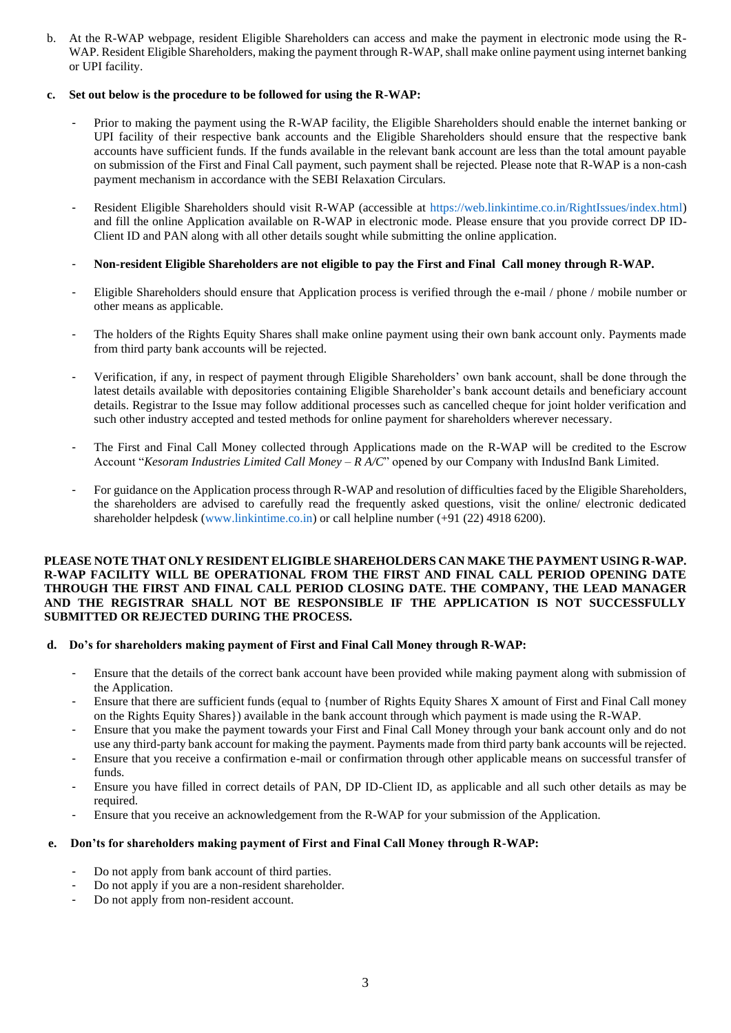b. At the R-WAP webpage, resident Eligible Shareholders can access and make the payment in electronic mode using the R-WAP. Resident Eligible Shareholders, making the payment through R-WAP, shall make online payment using internet banking or UPI facility.

**c. Set out below is the procedure to be followed for using the R-WAP:**

- Prior to making the payment using the R-WAP facility, the Eligible Shareholders should enable the internet banking or UPI facility of their respective bank accounts and the Eligible Shareholders should ensure that the respective bank accounts have sufficient funds. If the funds available in the relevant bank account are less than the total amount payable on submission of the First and Final Call payment, such payment shall be rejected. Please note that R-WAP is a non-cash payment mechanism in accordance with the SEBI Relaxation Circulars.

- Resident Eligible Shareholders should visit R-WAP (accessible at https://web.linkintime.co.in/RightIssues/index.html) and fill the online Application available on R-WAP in electronic mode. Please ensure that you provide correct DP ID-Client ID and PAN along with all other details sought while submitting the online application.

- **Non-resident Eligible Shareholders are not eligible to pay the First and Final Call money through R-WAP.**

- Eligible Shareholders should ensure that Application process is verified through the e-mail / phone / mobile number or other means as applicable.

- The holders of the Rights Equity Shares shall make online payment using their own bank account only. Payments made from third party bank accounts will be rejected.

- Verification, if any, in respect of payment through Eligible Shareholders' own bank account, shall be done through the latest details available with depositories containing Eligible Shareholder's bank account details and beneficiary account details. Registrar to the Issue may follow additional processes such as cancelled cheque for joint holder verification and such other industry accepted and tested methods for online payment for shareholders wherever necessary.

- The First and Final Call Money collected through Applications made on the R-WAP will be credited to the Escrow Account "*Kesoram Industries Limited Call Money – R A/C*" opened by our Company with IndusInd Bank Limited.

- For guidance on the Application process through R-WAP and resolution of difficulties faced by the Eligible Shareholders, the shareholders are advised to carefully read the frequently asked questions, visit the online/ electronic dedicated shareholder helpdesk (www.linkintime.co.in) or call helpline number (+91 (22) 4918 6200).

**PLEASE NOTE THAT ONLY RESIDENT ELIGIBLE SHAREHOLDERS CAN MAKE THE PAYMENT USING R-WAP. R-WAP FACILITY WILL BE OPERATIONAL FROM THE FIRST AND FINAL CALL PERIOD OPENING DATE THROUGH THE FIRST AND FINAL CALL PERIOD CLOSING DATE. THE COMPANY, THE LEAD MANAGER AND THE REGISTRAR SHALL NOT BE RESPONSIBLE IF THE APPLICATION IS NOT SUCCESSFULLY SUBMITTED OR REJECTED DURING THE PROCESS.**

**d. Do's for shareholders making payment of First and Final Call Money through R-WAP:**

- Ensure that the details of the correct bank account have been provided while making payment along with submission of the Application.
- Ensure that there are sufficient funds (equal to {number of Rights Equity Shares X amount of First and Final Call money on the Rights Equity Shares}) available in the bank account through which payment is made using the R-WAP.
- Ensure that you make the payment towards your First and Final Call Money through your bank account only and do not use any third-party bank account for making the payment. Payments made from third party bank accounts will be rejected.
- Ensure that you receive a confirmation e-mail or confirmation through other applicable means on successful transfer of funds.
- Ensure you have filled in correct details of PAN, DP ID-Client ID, as applicable and all such other details as may be required.
- Ensure that you receive an acknowledgement from the R-WAP for your submission of the Application.

**e. Don'ts for shareholders making payment of First and Final Call Money through R-WAP:**

- Do not apply from bank account of third parties.
- Do not apply if you are a non-resident shareholder.
- Do not apply from non-resident account.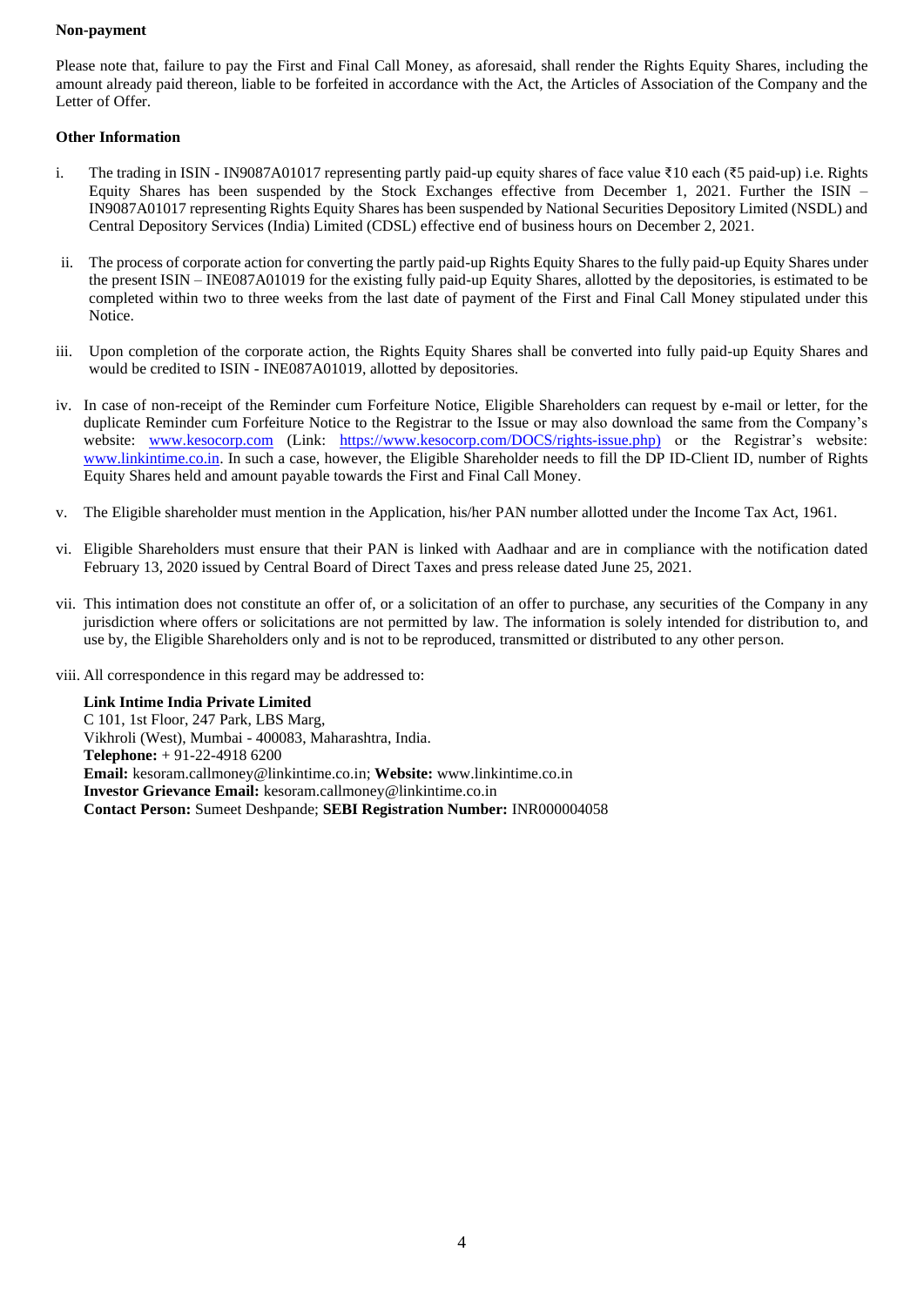**Non-payment**

Please note that, failure to pay the First and Final Call Money, as aforesaid, shall render the Rights Equity Shares, including the amount already paid thereon, liable to be forfeited in accordance with the Act, the Articles of Association of the Company and the Letter of Offer.

**Other Information**

i. The trading in ISIN - IN9087A01017 representing partly paid-up equity shares of face value ₹10 each (₹5 paid-up) i.e. Rights Equity Shares has been suspended by the Stock Exchanges effective from December 1, 2021. Further the ISIN – IN9087A01017 representing Rights Equity Shares has been suspended by National Securities Depository Limited (NSDL) and Central Depository Services (India) Limited (CDSL) effective end of business hours on December 2, 2021.

ii. The process of corporate action for converting the partly paid-up Rights Equity Shares to the fully paid-up Equity Shares under the present ISIN – INE087A01019 for the existing fully paid-up Equity Shares, allotted by the depositories, is estimated to be completed within two to three weeks from the last date of payment of the First and Final Call Money stipulated under this Notice.

iii. Upon completion of the corporate action, the Rights Equity Shares shall be converted into fully paid-up Equity Shares and would be credited to ISIN - INE087A01019, allotted by depositories.

iv. In case of non-receipt of the Reminder cum Forfeiture Notice, Eligible Shareholders can request by e-mail or letter, for the duplicate Reminder cum Forfeiture Notice to the Registrar to the Issue or may also download the same from the Company's website: www.kesocorp.com (Link: https://www.kesocorp.com/DOCS/rights-issue.php) or the Registrar's website: www.linkintime.co.in. In such a case, however, the Eligible Shareholder needs to fill the DP ID-Client ID, number of Rights Equity Shares held and amount payable towards the First and Final Call Money.

v. The Eligible shareholder must mention in the Application, his/her PAN number allotted under the Income Tax Act, 1961.

vi. Eligible Shareholders must ensure that their PAN is linked with Aadhaar and are in compliance with the notification dated February 13, 2020 issued by Central Board of Direct Taxes and press release dated June 25, 2021.

vii. This intimation does not constitute an offer of, or a solicitation of an offer to purchase, any securities of the Company in any jurisdiction where offers or solicitations are not permitted by law. The information is solely intended for distribution to, and use by, the Eligible Shareholders only and is not to be reproduced, transmitted or distributed to any other person.

viii. All correspondence in this regard may be addressed to:

**Link Intime India Private Limited**
C 101, 1st Floor, 247 Park, LBS Marg,
Vikhroli (West), Mumbai - 400083, Maharashtra, India.
**Telephone:** + 91-22-4918 6200
**Email:** kesoram.callmoney@linkintime.co.in; **Website:** www.linkintime.co.in
**Investor Grievance Email:** kesoram.callmoney@linkintime.co.in
**Contact Person:** Sumeet Deshpande; **SEBI Registration Number:** INR000004058